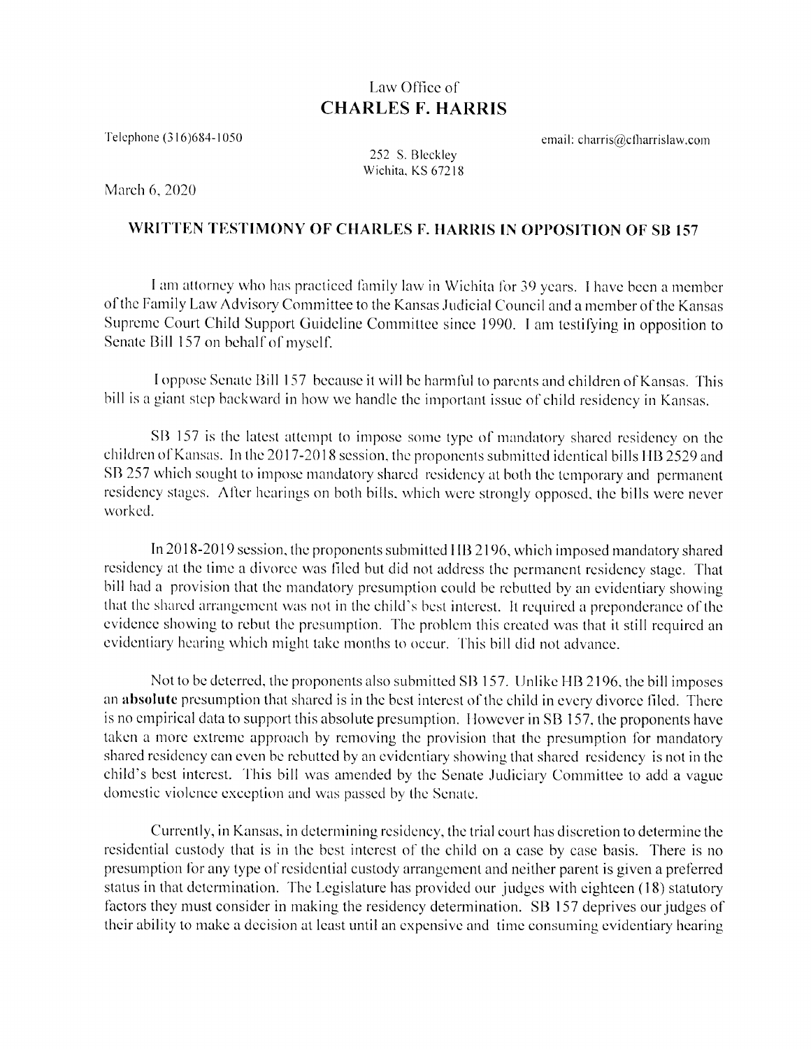Law Office of

**CHARLES F. HARRIS**

Telephone (316)684-1050

email: charris@cfharrislaw.com

252 S. Bleckley
Wichita, KS 67218

March 6, 2020

## WRITTEN TESTIMONY OF CHARLES F. HARRIS IN OPPOSITION OF SB 157

I am attorney who has practiced family law in Wichita for 39 years. I have been a member of the Family Law Advisory Committee to the Kansas Judicial Council and a member of the Kansas Supreme Court Child Support Guideline Committee since 1990. I am testifying in opposition to Senate Bill 157 on behalf of myself.

I oppose Senate Bill 157 because it will be harmful to parents and children of Kansas. This bill is a giant step backward in how we handle the important issue of child residency in Kansas.

SB 157 is the latest attempt to impose some type of mandatory shared residency on the children of Kansas. In the 2017-2018 session, the proponents submitted identical bills HB 2529 and SB 257 which sought to impose mandatory shared residency at both the temporary and permanent residency stages. After hearings on both bills, which were strongly opposed, the bills were never worked.

In 2018-2019 session, the proponents submitted HB 2196, which imposed mandatory shared residency at the time a divorce was filed but did not address the permanent residency stage. That bill had a provision that the mandatory presumption could be rebutted by an evidentiary showing that the shared arrangement was not in the child's best interest. It required a preponderance of the evidence showing to rebut the presumption. The problem this created was that it still required an evidentiary hearing which might take months to occur. This bill did not advance.

Not to be deterred, the proponents also submitted SB 157. Unlike HB 2196, the bill imposes an **absolute** presumption that shared is in the best interest of the child in every divorce filed. There is no empirical data to support this absolute presumption. However in SB 157, the proponents have taken a more extreme approach by removing the provision that the presumption for mandatory shared residency can even be rebutted by an evidentiary showing that shared residency is not in the child's best interest. This bill was amended by the Senate Judiciary Committee to add a vague domestic violence exception and was passed by the Senate.

Currently, in Kansas, in determining residency, the trial court has discretion to determine the residential custody that is in the best interest of the child on a case by case basis. There is no presumption for any type of residential custody arrangement and neither parent is given a preferred status in that determination. The Legislature has provided our judges with eighteen (18) statutory factors they must consider in making the residency determination. SB 157 deprives our judges of their ability to make a decision at least until an expensive and time consuming evidentiary hearing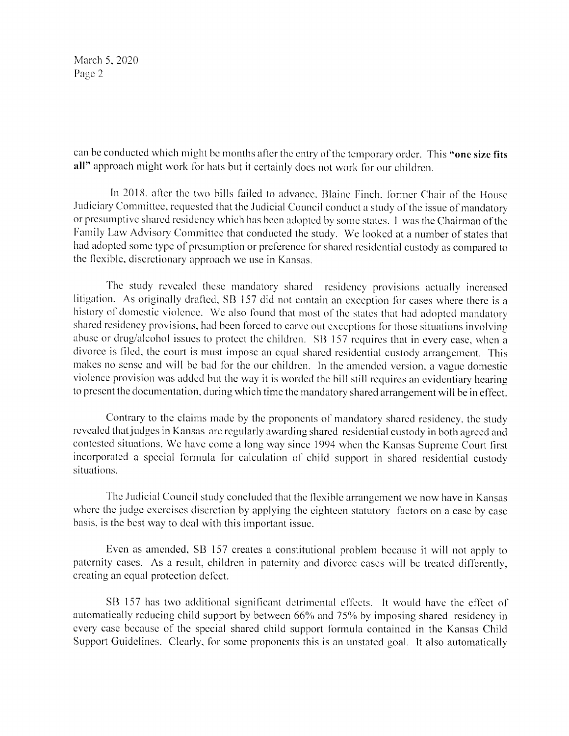can be conducted which might be months after the entry of the temporary order. This **"one size fits all"** approach might work for hats but it certainly does not work for our children.

In 2018, after the two bills failed to advance, Blaine Finch, former Chair of the House Judiciary Committee, requested that the Judicial Council conduct a study of the issue of mandatory or presumptive shared residency which has been adopted by some states. I was the Chairman of the Family Law Advisory Committee that conducted the study. We looked at a number of states that had adopted some type of presumption or preference for shared residential custody as compared to the flexible, discretionary approach we use in Kansas.

The study revealed these mandatory shared residency provisions actually increased litigation. As originally drafted, SB 157 did not contain an exception for cases where there is a history of domestic violence. We also found that most of the states that had adopted mandatory shared residency provisions, had been forced to carve out exceptions for those situations involving abuse or drug/alcohol issues to protect the children. SB 157 requires that in every case, when a divorce is filed, the court is must impose an equal shared residential custody arrangement. This makes no sense and will be bad for the our children. In the amended version, a vague domestic violence provision was added but the way it is worded the bill still requires an evidentiary hearing to present the documentation, during which time the mandatory shared arrangement will be in effect.

Contrary to the claims made by the proponents of mandatory shared residency, the study revealed that judges in Kansas are regularly awarding shared residential custody in both agreed and contested situations. We have come a long way since 1994 when the Kansas Supreme Court first incorporated a special formula for calculation of child support in shared residential custody situations.

The Judicial Council study concluded that the flexible arrangement we now have in Kansas where the judge exercises discretion by applying the eighteen statutory factors on a case by case basis, is the best way to deal with this important issue.

Even as amended, SB 157 creates a constitutional problem because it will not apply to paternity cases. As a result, children in paternity and divorce cases will be treated differently, creating an equal protection defect.

SB 157 has two additional significant detrimental effects. It would have the effect of automatically reducing child support by between 66% and 75% by imposing shared residency in every case because of the special shared child support formula contained in the Kansas Child Support Guidelines. Clearly, for some proponents this is an unstated goal. It also automatically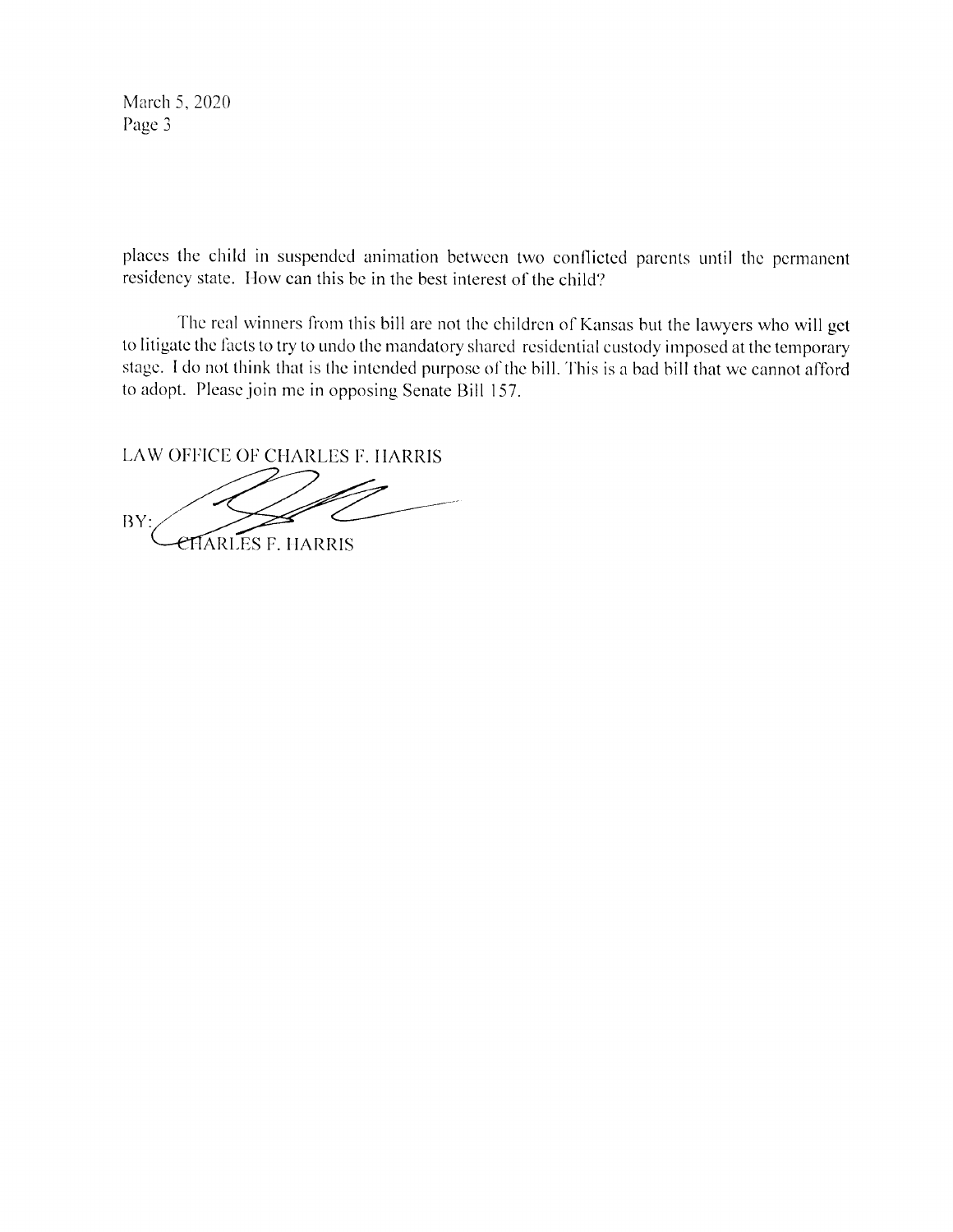places the child in suspended animation between two conflicted parents until the permanent residency state. How can this be in the best interest of the child?

The real winners from this bill are not the children of Kansas but the lawyers who will get to litigate the facts to try to undo the mandatory shared residential custody imposed at the temporary stage. I do not think that is the intended purpose of the bill. This is a bad bill that we cannot afford to adopt. Please join me in opposing Senate Bill 157.

LAW OFFICE OF CHARLES F. HARRIS

BY: CHARLES F. HARRIS